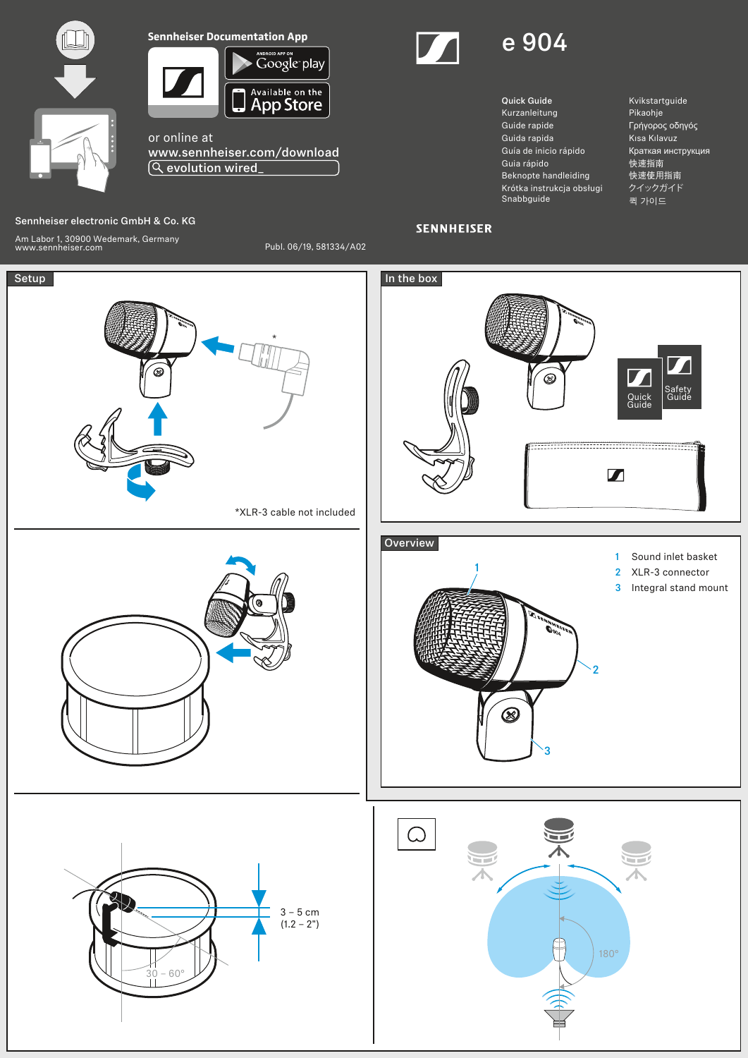# e 904

**Sennheiser Documentation App**

ANDROID APP ON Google play

Available on the App Store

or online at
www.sennheiser.com/download
evolution wired_

**Quick Guide**
Kurzanleitung
Guide rapide
Guida rapida
Guía de inicio rápido
Guia rápido
Beknopte handleiding
Krótka instrukcja obsługi
Snabbguide
Kvikstartguide
Pikaohje
Γρήγορος οδηγός
Kısa Kılavuz
Краткая инструкция
快速指南
快速使用指南
クイックガイド
퀵 가이드

Sennheiser electronic GmbH & Co. KG

Am Labor 1, 30900 Wedemark, Germany
www.sennheiser.com

Publ. 06/19, 581334/A02

SENNHEISER

## Setup

*XLR-3 cable not included

3 – 5 cm
(1.2 – 2")

30 – 60°

## In the box

Quick Guide

Safety Guide

## Overview

1 Sound inlet basket
2 XLR-3 connector
3 Integral stand mount

180°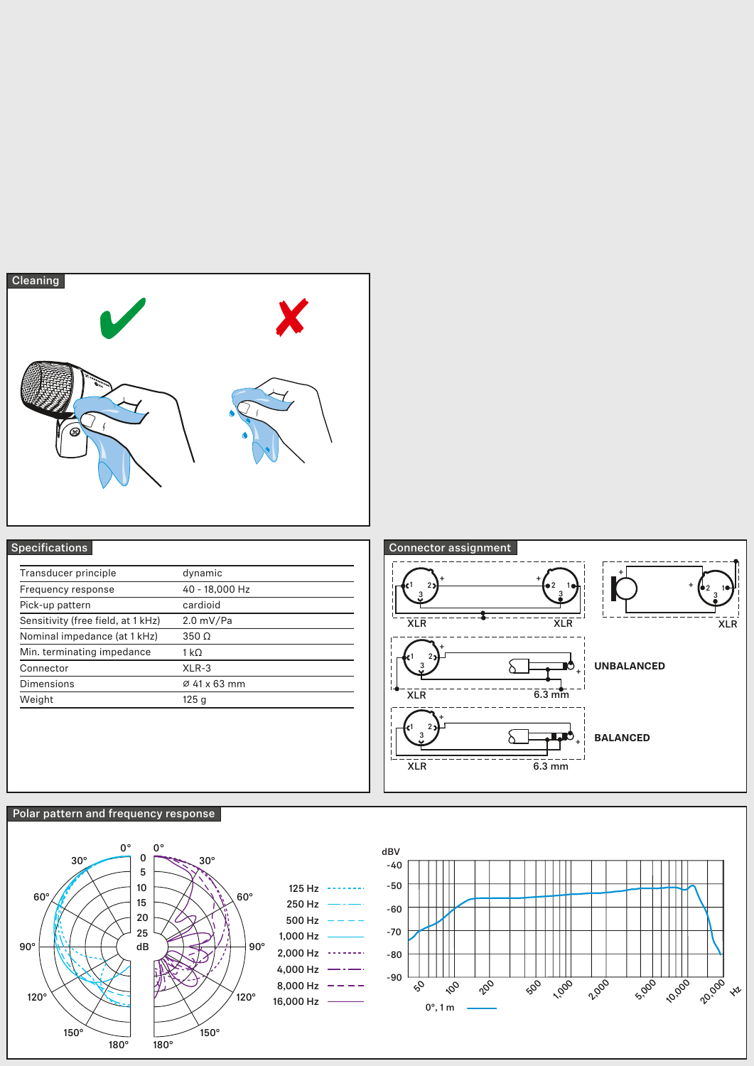## Cleaning

## Specifications

| | |
|---|---|
| Transducer principle | dynamic |
| Frequency response | 40 - 18,000 Hz |
| Pick-up pattern | cardioid |
| Sensitivity (free field, at 1 kHz) | 2.0 mV/Pa |
| Nominal impedance (at 1 kHz) | 350 Ω |
| Min. terminating impedance | 1 kΩ |
| Connector | XLR-3 |
| Dimensions | Ø 41 x 63 mm |
| Weight | 125 g |

## Connector assignment

XLR XLR

XLR

XLR 6.3 mm UNBALANCED

XLR 6.3 mm BALANCED

## Polar pattern and frequency response

0° 30° 60° 90° 120° 150° 180°

0 5 10 15 20 25 dB

125 Hz
250 Hz
500 Hz
1,000 Hz
2,000 Hz
4,000 Hz
8,000 Hz
16,000 Hz

dBV
-40 -50 -60 -70 -80 -90

50 100 200 500 1,000 2,000 5,000 10,000 20,000 Hz

0°, 1 m